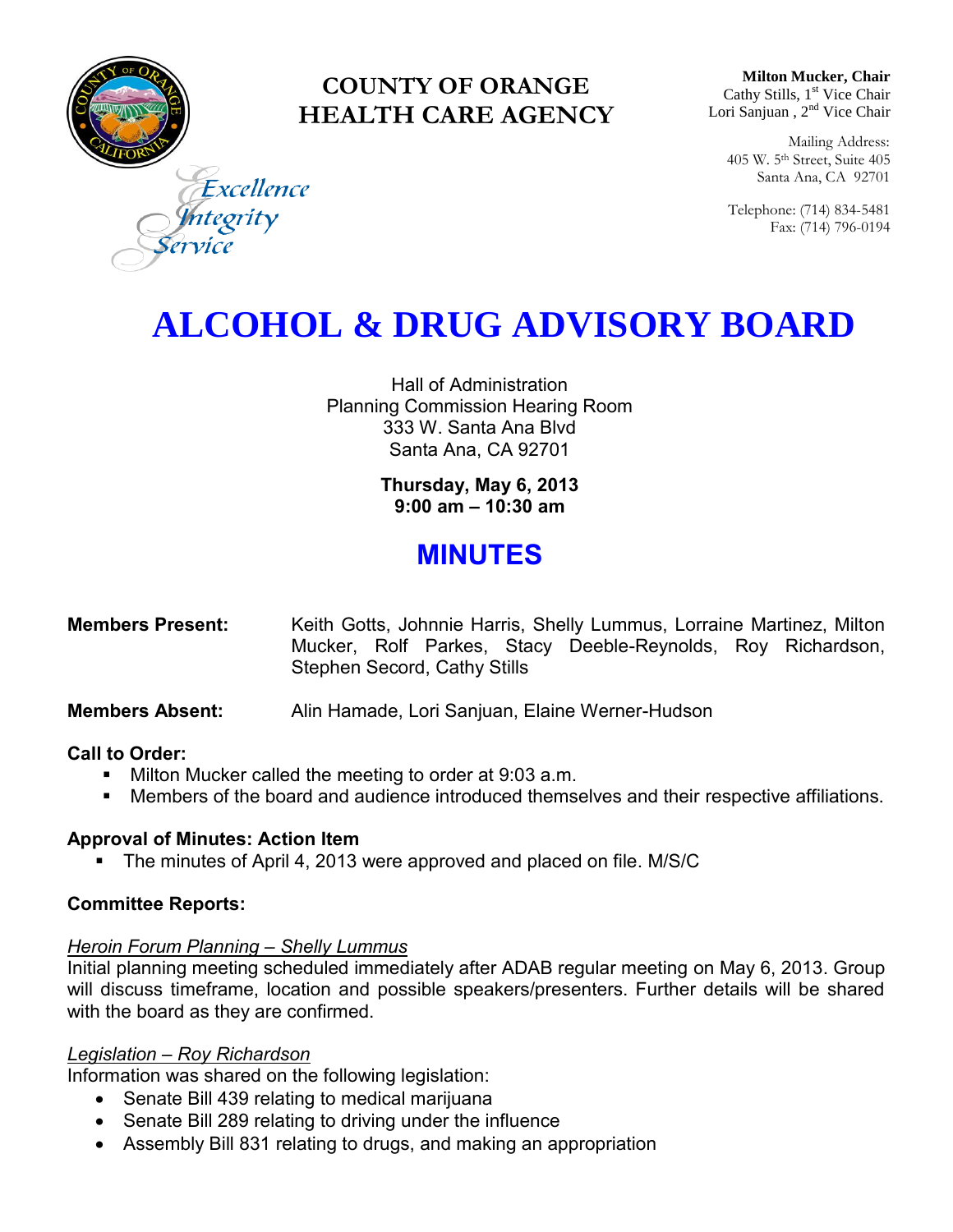# COUNTY OF ORANGE HEALTH CARE AGENCY

*Excellence*
*Integrity*
*Service*

**Milton Mucker, Chair**
Cathy Stills, 1st Vice Chair
Lori Sanjuan , 2nd Vice Chair

Mailing Address:
405 W. 5th Street, Suite 405
Santa Ana, CA 92701

Telephone: (714) 834-5481
Fax: (714) 796-0194

# ALCOHOL & DRUG ADVISORY BOARD

Hall of Administration
Planning Commission Hearing Room
333 W. Santa Ana Blvd
Santa Ana, CA 92701

**Thursday, May 6, 2013**
**9:00 am – 10:30 am**

## MINUTES

**Members Present:** Keith Gotts, Johnnie Harris, Shelly Lummus, Lorraine Martinez, Milton Mucker, Rolf Parkes, Stacy Deeble-Reynolds, Roy Richardson, Stephen Secord, Cathy Stills

**Members Absent:** Alin Hamade, Lori Sanjuan, Elaine Werner-Hudson

**Call to Order:**

- Milton Mucker called the meeting to order at 9:03 a.m.
- Members of the board and audience introduced themselves and their respective affiliations.

**Approval of Minutes: Action Item**

- The minutes of April 4, 2013 were approved and placed on file. M/S/C

**Committee Reports:**

*Heroin Forum Planning – Shelly Lummus*

Initial planning meeting scheduled immediately after ADAB regular meeting on May 6, 2013. Group will discuss timeframe, location and possible speakers/presenters. Further details will be shared with the board as they are confirmed.

*Legislation – Roy Richardson*

Information was shared on the following legislation:

- Senate Bill 439 relating to medical marijuana
- Senate Bill 289 relating to driving under the influence
- Assembly Bill 831 relating to drugs, and making an appropriation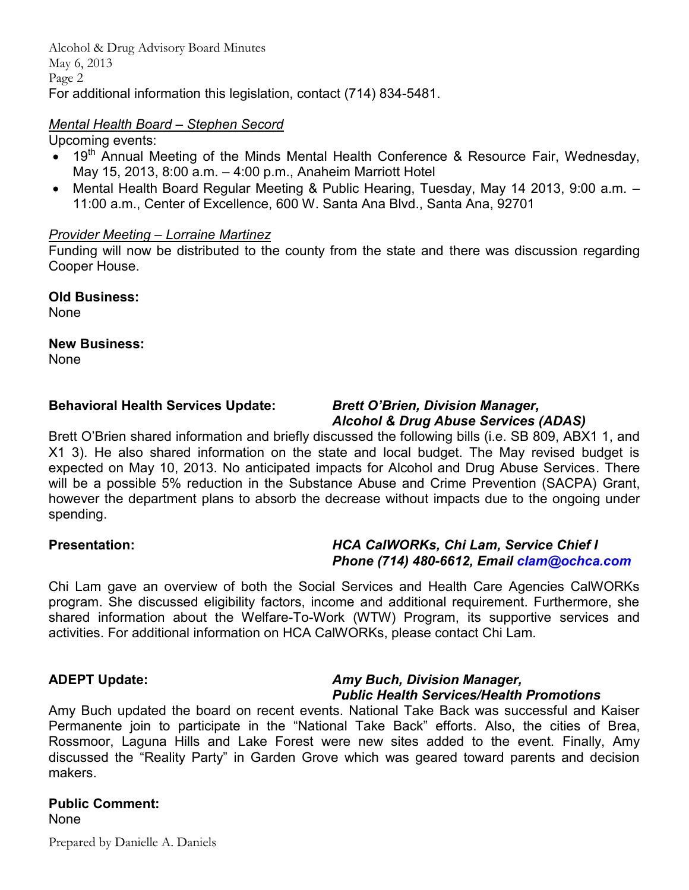For additional information this legislation, contact (714) 834-5481.

*<u>Mental Health Board – Stephen Secord</u>*

Upcoming events:

- 19th Annual Meeting of the Minds Mental Health Conference & Resource Fair, Wednesday, May 15, 2013, 8:00 a.m. – 4:00 p.m., Anaheim Marriott Hotel
- Mental Health Board Regular Meeting & Public Hearing, Tuesday, May 14 2013, 9:00 a.m. – 11:00 a.m., Center of Excellence, 600 W. Santa Ana Blvd., Santa Ana, 92701

*<u>Provider Meeting – Lorraine Martinez</u>*

Funding will now be distributed to the county from the state and there was discussion regarding Cooper House.

**Old Business:**

None

**New Business:**

None

**Behavioral Health Services Update:** ***Brett O'Brien, Division Manager, Alcohol & Drug Abuse Services (ADAS)***

Brett O'Brien shared information and briefly discussed the following bills (i.e. SB 809, ABX1 1, and X1 3). He also shared information on the state and local budget. The May revised budget is expected on May 10, 2013. No anticipated impacts for Alcohol and Drug Abuse Services. There will be a possible 5% reduction in the Substance Abuse and Crime Prevention (SACPA) Grant, however the department plans to absorb the decrease without impacts due to the ongoing under spending.

**Presentation:** ***HCA CalWORKs, Chi Lam, Service Chief I***
***Phone (714) 480-6612, Email clam@ochca.com***

Chi Lam gave an overview of both the Social Services and Health Care Agencies CalWORKs program. She discussed eligibility factors, income and additional requirement. Furthermore, she shared information about the Welfare-To-Work (WTW) Program, its supportive services and activities. For additional information on HCA CalWORKs, please contact Chi Lam.

**ADEPT Update:** ***Amy Buch, Division Manager, Public Health Services/Health Promotions***

Amy Buch updated the board on recent events. National Take Back was successful and Kaiser Permanente join to participate in the "National Take Back" efforts. Also, the cities of Brea, Rossmoor, Laguna Hills and Lake Forest were new sites added to the event. Finally, Amy discussed the "Reality Party" in Garden Grove which was geared toward parents and decision makers.

**Public Comment:**

None

Prepared by Danielle A. Daniels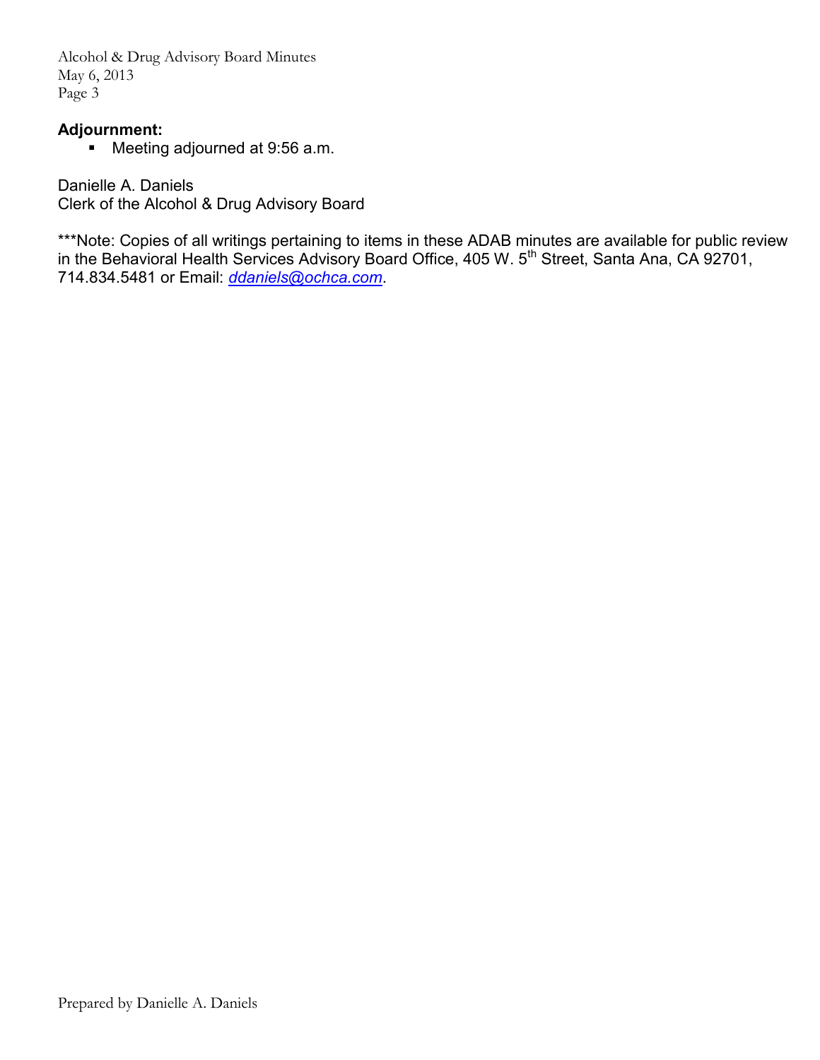**Adjournment:**

- Meeting adjourned at 9:56 a.m.

Danielle A. Daniels
Clerk of the Alcohol & Drug Advisory Board

***Note: Copies of all writings pertaining to items in these ADAB minutes are available for public review in the Behavioral Health Services Advisory Board Office, 405 W. 5th Street, Santa Ana, CA 92701, 714.834.5481 or Email: *ddaniels@ochca.com*.

Prepared by Danielle A. Daniels